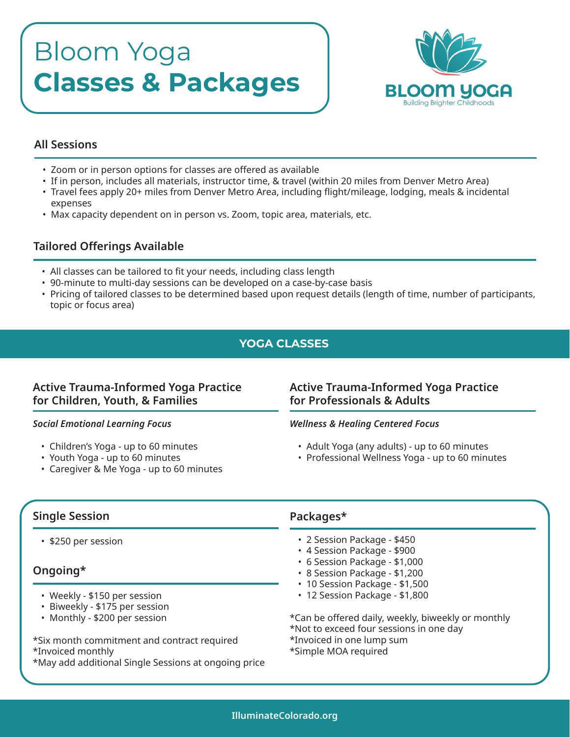# Bloom Yoga
# **Classes & Packages**

BLOOM YOGA
Building Brighter Childhoods

## All Sessions

- Zoom or in person options for classes are offered as available
- If in person, includes all materials, instructor time, & travel (within 20 miles from Denver Metro Area)
- Travel fees apply 20+ miles from Denver Metro Area, including flight/mileage, lodging, meals & incidental expenses
- Max capacity dependent on in person vs. Zoom, topic area, materials, etc.

## Tailored Offerings Available

- All classes can be tailored to fit your needs, including class length
- 90-minute to multi-day sessions can be developed on a case-by-case basis
- Pricing of tailored classes to be determined based upon request details (length of time, number of participants, topic or focus area)

## YOGA CLASSES

### Active Trauma-Informed Yoga Practice for Children, Youth, & Families

***Social Emotional Learning Focus***

- Children's Yoga - up to 60 minutes
- Youth Yoga - up to 60 minutes
- Caregiver & Me Yoga - up to 60 minutes

### Active Trauma-Informed Yoga Practice for Professionals & Adults

***Wellness & Healing Centered Focus***

- Adult Yoga (any adults) - up to 60 minutes
- Professional Wellness Yoga - up to 60 minutes

### Single Session

- $250 per session

### Ongoing*

- Weekly - $150 per session
- Biweekly - $175 per session
- Monthly - $200 per session

*Six month commitment and contract required
*Invoiced monthly
*May add additional Single Sessions at ongoing price

### Packages*

- 2 Session Package - $450
- 4 Session Package - $900
- 6 Session Package - $1,000
- 8 Session Package - $1,200
- 10 Session Package - $1,500
- 12 Session Package - $1,800

*Can be offered daily, weekly, biweekly or monthly
*Not to exceed four sessions in one day
*Invoiced in one lump sum
*Simple MOA required

IlluminateColorado.org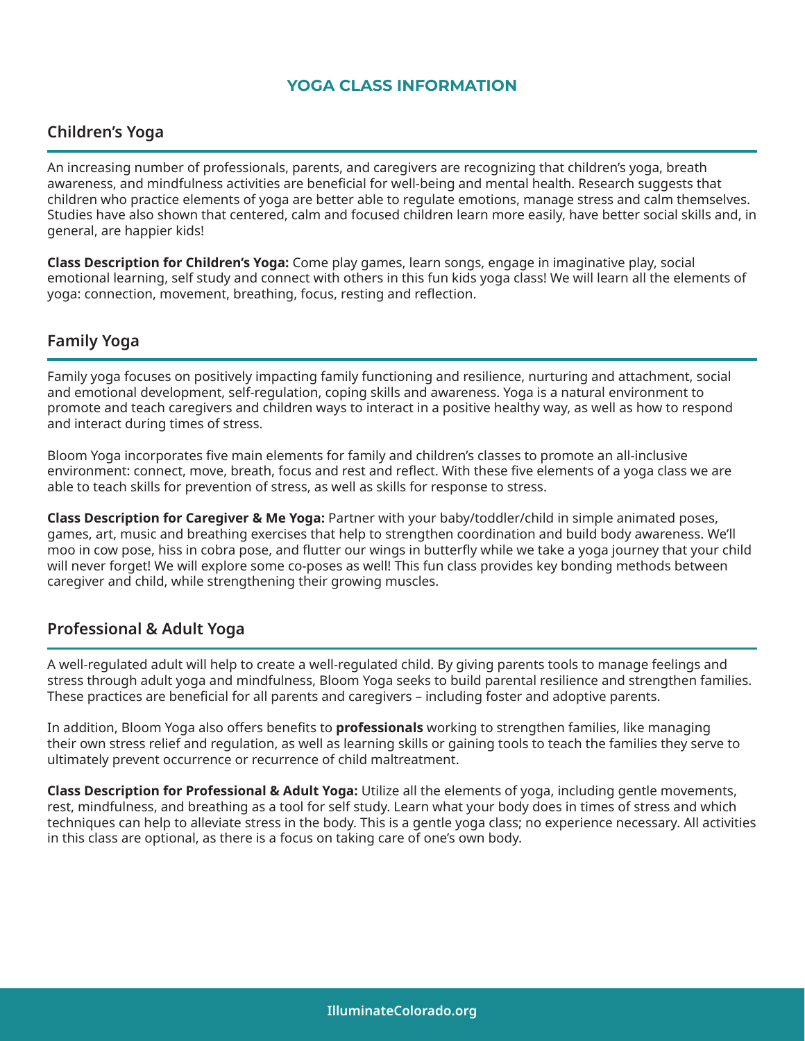# YOGA CLASS INFORMATION

## Children's Yoga

An increasing number of professionals, parents, and caregivers are recognizing that children's yoga, breath awareness, and mindfulness activities are beneficial for well-being and mental health. Research suggests that children who practice elements of yoga are better able to regulate emotions, manage stress and calm themselves. Studies have also shown that centered, calm and focused children learn more easily, have better social skills and, in general, are happier kids!

**Class Description for Children's Yoga:** Come play games, learn songs, engage in imaginative play, social emotional learning, self study and connect with others in this fun kids yoga class! We will learn all the elements of yoga: connection, movement, breathing, focus, resting and reflection.

## Family Yoga

Family yoga focuses on positively impacting family functioning and resilience, nurturing and attachment, social and emotional development, self-regulation, coping skills and awareness. Yoga is a natural environment to promote and teach caregivers and children ways to interact in a positive healthy way, as well as how to respond and interact during times of stress.

Bloom Yoga incorporates five main elements for family and children's classes to promote an all-inclusive environment: connect, move, breath, focus and rest and reflect. With these five elements of a yoga class we are able to teach skills for prevention of stress, as well as skills for response to stress.

**Class Description for Caregiver & Me Yoga:** Partner with your baby/toddler/child in simple animated poses, games, art, music and breathing exercises that help to strengthen coordination and build body awareness. We'll moo in cow pose, hiss in cobra pose, and flutter our wings in butterfly while we take a yoga journey that your child will never forget! We will explore some co-poses as well! This fun class provides key bonding methods between caregiver and child, while strengthening their growing muscles.

## Professional & Adult Yoga

A well-regulated adult will help to create a well-regulated child. By giving parents tools to manage feelings and stress through adult yoga and mindfulness, Bloom Yoga seeks to build parental resilience and strengthen families. These practices are beneficial for all parents and caregivers – including foster and adoptive parents.

In addition, Bloom Yoga also offers benefits to **professionals** working to strengthen families, like managing their own stress relief and regulation, as well as learning skills or gaining tools to teach the families they serve to ultimately prevent occurrence or recurrence of child maltreatment.

**Class Description for Professional & Adult Yoga:** Utilize all the elements of yoga, including gentle movements, rest, mindfulness, and breathing as a tool for self study. Learn what your body does in times of stress and which techniques can help to alleviate stress in the body. This is a gentle yoga class; no experience necessary. All activities in this class are optional, as there is a focus on taking care of one's own body.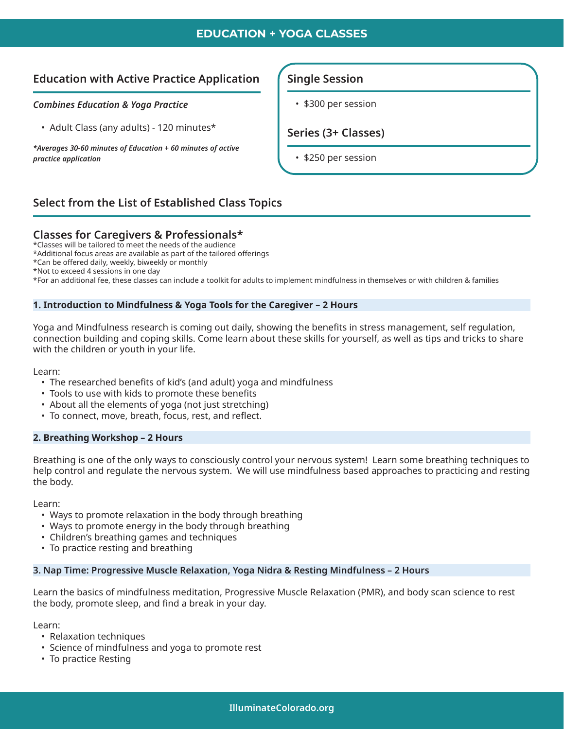# EDUCATION + YOGA CLASSES

## Education with Active Practice Application

***Combines Education & Yoga Practice***

- Adult Class (any adults) - 120 minutes*

***Averages 30-60 minutes of Education + 60 minutes of active practice application***

## Single Session

- $300 per session

## Series (3+ Classes)

- $250 per session

## Select from the List of Established Class Topics

### Classes for Caregivers & Professionals*

*Classes will be tailored to meet the needs of the audience
*Additional focus areas are available as part of the tailored offerings
*Can be offered daily, weekly, biweekly or monthly
*Not to exceed 4 sessions in one day
*For an additional fee, these classes can include a toolkit for adults to implement mindfulness in themselves or with children & families

#### 1. Introduction to Mindfulness & Yoga Tools for the Caregiver – 2 Hours

Yoga and Mindfulness research is coming out daily, showing the benefits in stress management, self regulation, connection building and coping skills. Come learn about these skills for yourself, as well as tips and tricks to share with the children or youth in your life.

Learn:

- The researched benefits of kid's (and adult) yoga and mindfulness
- Tools to use with kids to promote these benefits
- About all the elements of yoga (not just stretching)
- To connect, move, breath, focus, rest, and reflect.

#### 2. Breathing Workshop – 2 Hours

Breathing is one of the only ways to consciously control your nervous system! Learn some breathing techniques to help control and regulate the nervous system. We will use mindfulness based approaches to practicing and resting the body.

Learn:

- Ways to promote relaxation in the body through breathing
- Ways to promote energy in the body through breathing
- Children's breathing games and techniques
- To practice resting and breathing

#### 3. Nap Time: Progressive Muscle Relaxation, Yoga Nidra & Resting Mindfulness – 2 Hours

Learn the basics of mindfulness meditation, Progressive Muscle Relaxation (PMR), and body scan science to rest the body, promote sleep, and find a break in your day.

Learn:

- Relaxation techniques
- Science of mindfulness and yoga to promote rest
- To practice Resting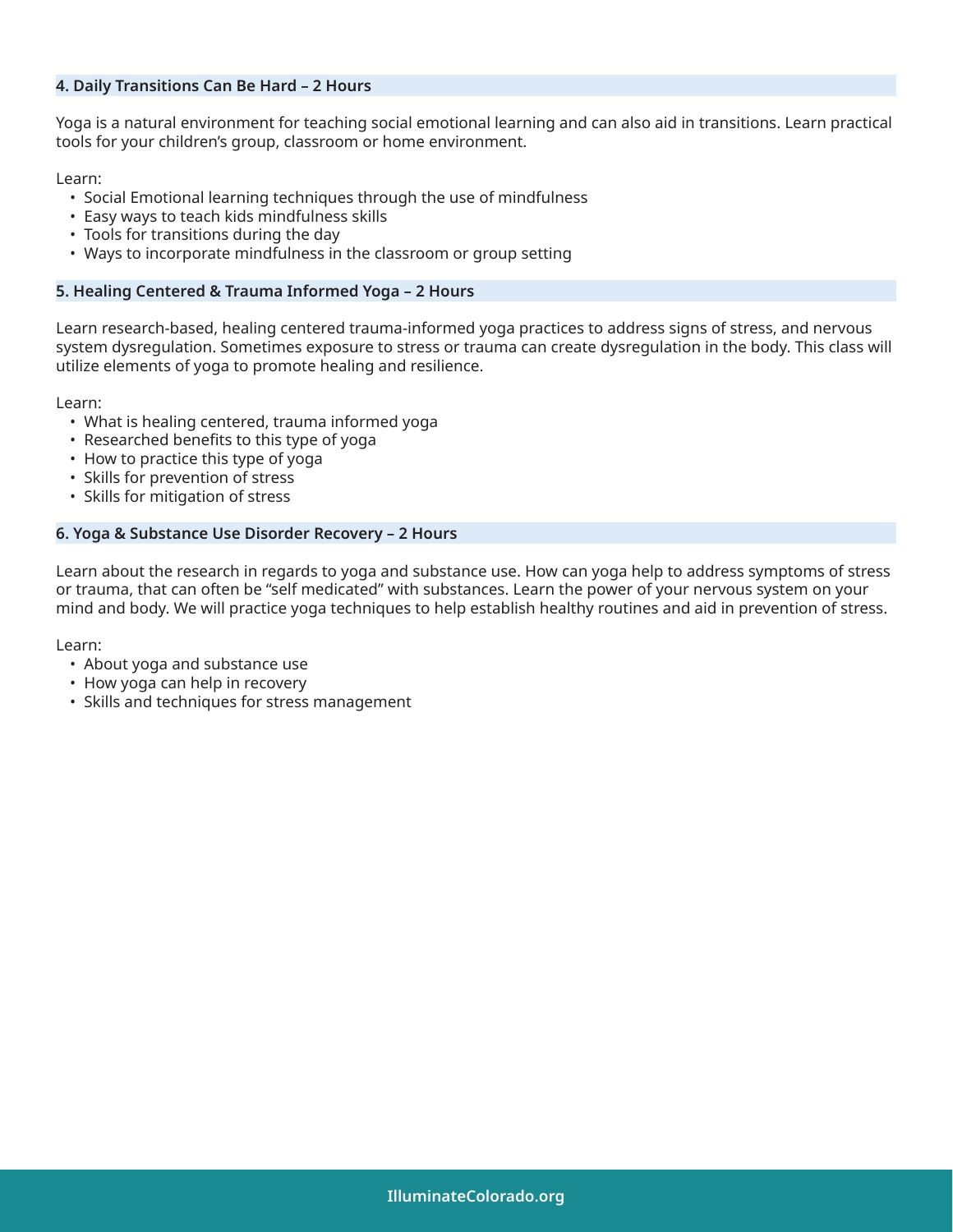### 4. Daily Transitions Can Be Hard – 2 Hours

Yoga is a natural environment for teaching social emotional learning and can also aid in transitions. Learn practical tools for your children's group, classroom or home environment.

Learn:

- Social Emotional learning techniques through the use of mindfulness
- Easy ways to teach kids mindfulness skills
- Tools for transitions during the day
- Ways to incorporate mindfulness in the classroom or group setting

### 5. Healing Centered & Trauma Informed Yoga – 2 Hours

Learn research-based, healing centered trauma-informed yoga practices to address signs of stress, and nervous system dysregulation. Sometimes exposure to stress or trauma can create dysregulation in the body. This class will utilize elements of yoga to promote healing and resilience.

Learn:

- What is healing centered, trauma informed yoga
- Researched benefits to this type of yoga
- How to practice this type of yoga
- Skills for prevention of stress
- Skills for mitigation of stress

### 6. Yoga & Substance Use Disorder Recovery – 2 Hours

Learn about the research in regards to yoga and substance use. How can yoga help to address symptoms of stress or trauma, that can often be "self medicated" with substances. Learn the power of your nervous system on your mind and body. We will practice yoga techniques to help establish healthy routines and aid in prevention of stress.

Learn:

- About yoga and substance use
- How yoga can help in recovery
- Skills and techniques for stress management

IlluminateColorado.org